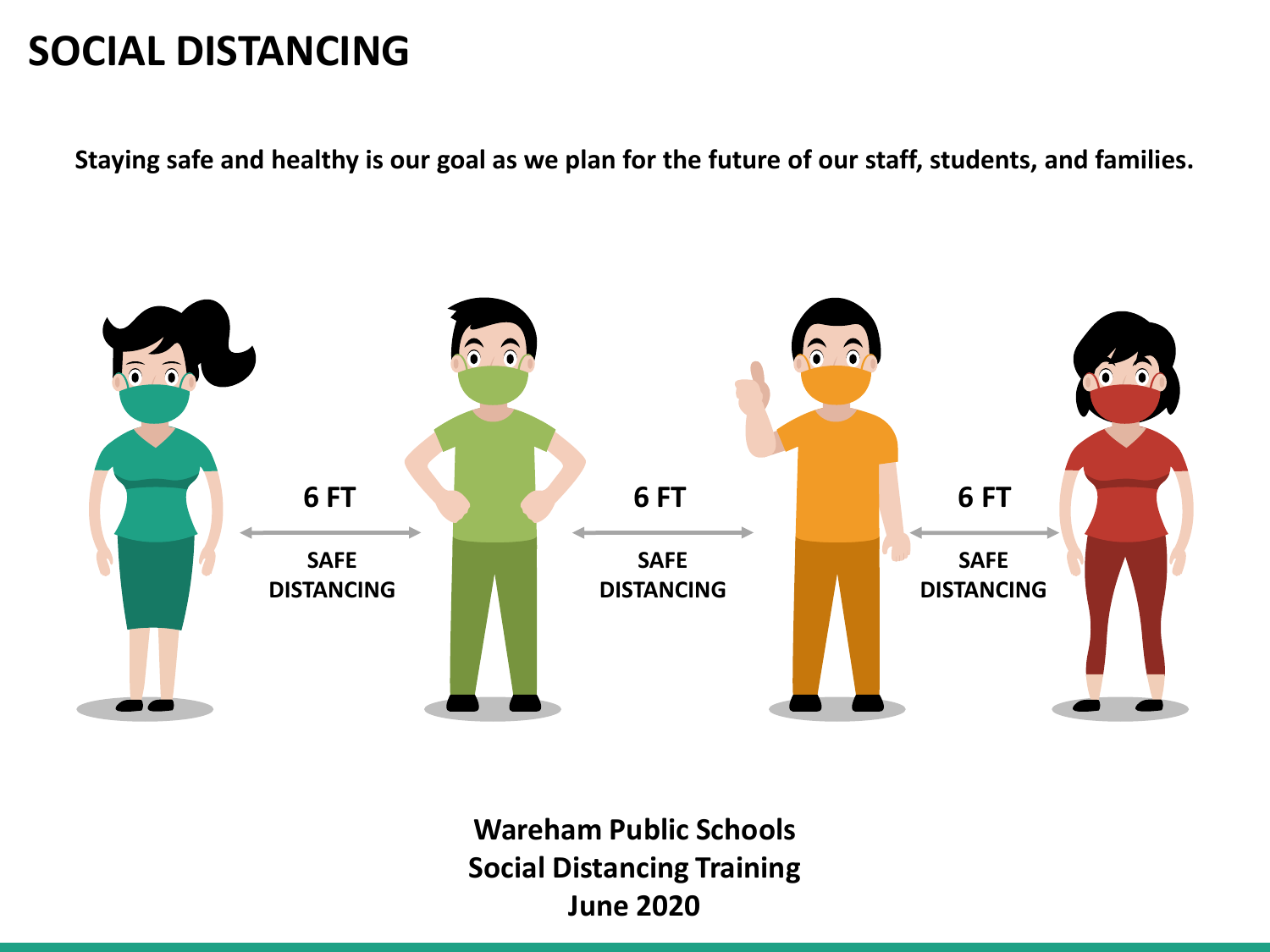# SOCIAL DISTANCING

**Staying safe and healthy is our goal as we plan for the future of our staff, students, and families.**

6 FT
SAFE DISTANCING

6 FT
SAFE DISTANCING

6 FT
SAFE DISTANCING

**Wareham Public Schools**
**Social Distancing Training**
**June 2020**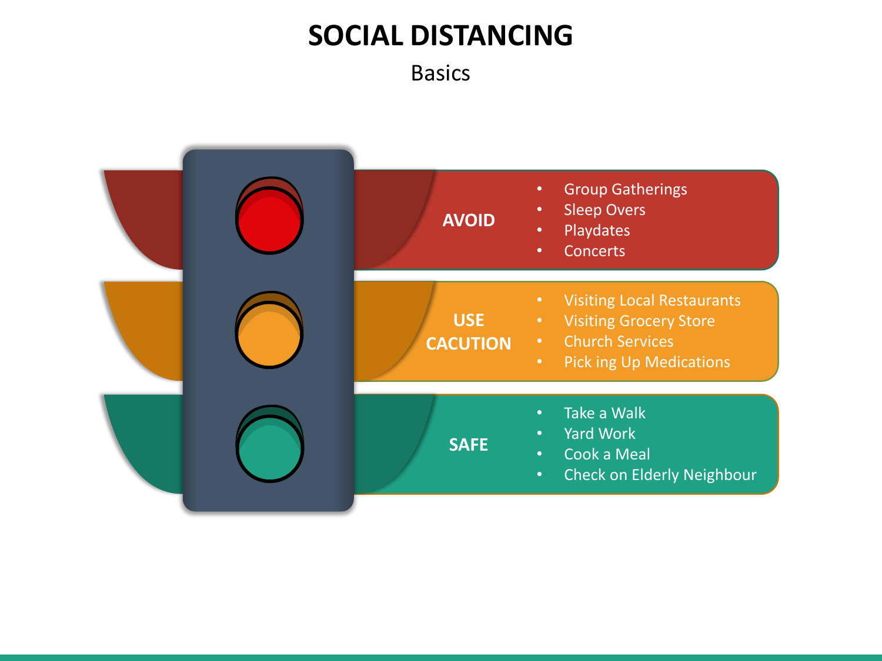# SOCIAL DISTANCING

Basics

**AVOID**

- Group Gatherings
- Sleep Overs
- Playdates
- Concerts

**USE CACUTION**

- Visiting Local Restaurants
- Visiting Grocery Store
- Church Services
- Pick ing Up Medications

**SAFE**

- Take a Walk
- Yard Work
- Cook a Meal
- Check on Elderly Neighbour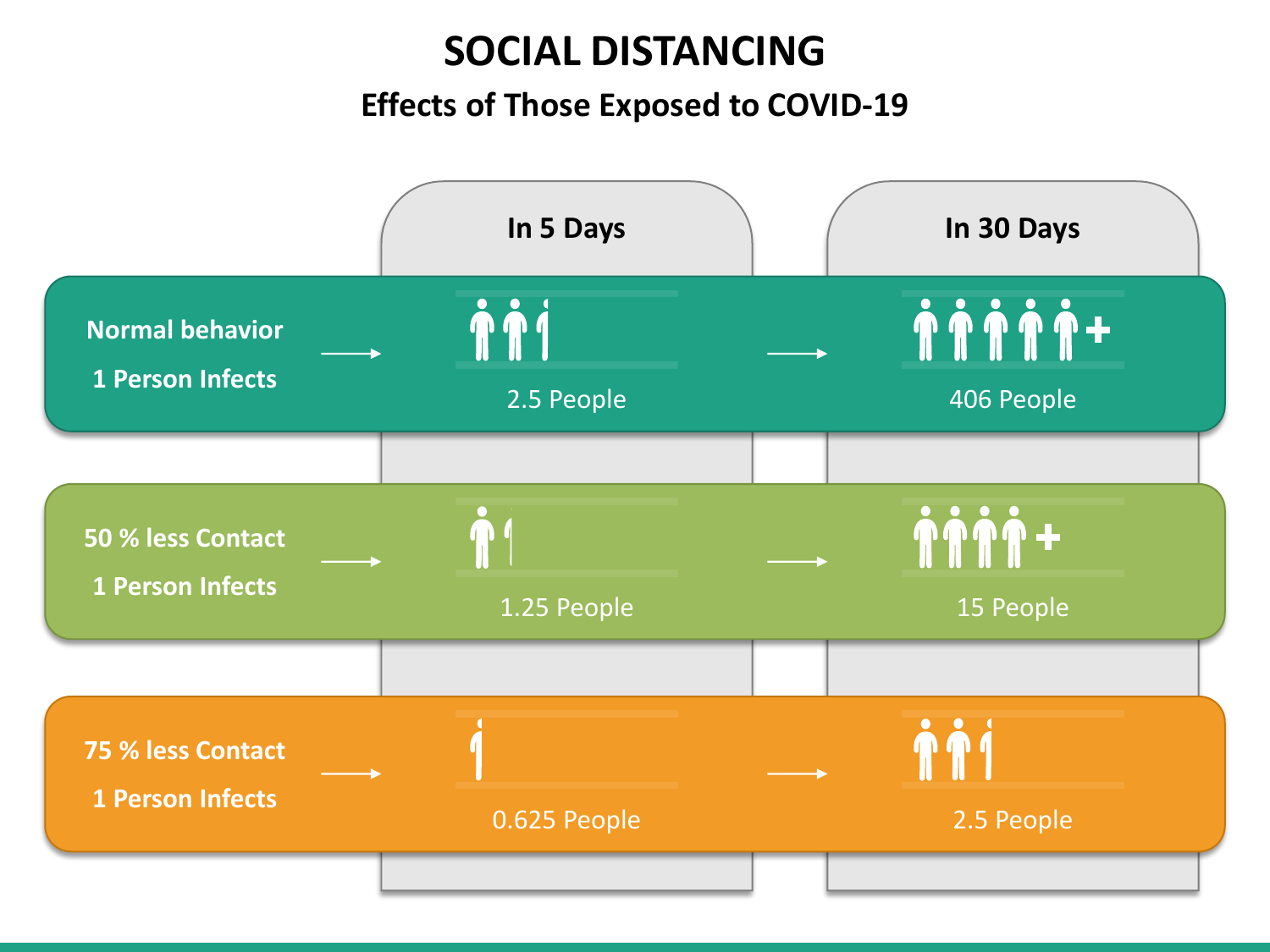# SOCIAL DISTANCING

## Effects of Those Exposed to COVID-19

| | In 5 Days | In 30 Days |
|---|---|---|
| **Normal behavior** **1 Person Infects** | 2.5 People | 406 People |
| **50 % less Contact** **1 Person Infects** | 1.25 People | 15 People |
| **75 % less Contact** **1 Person Infects** | 0.625 People | 2.5 People |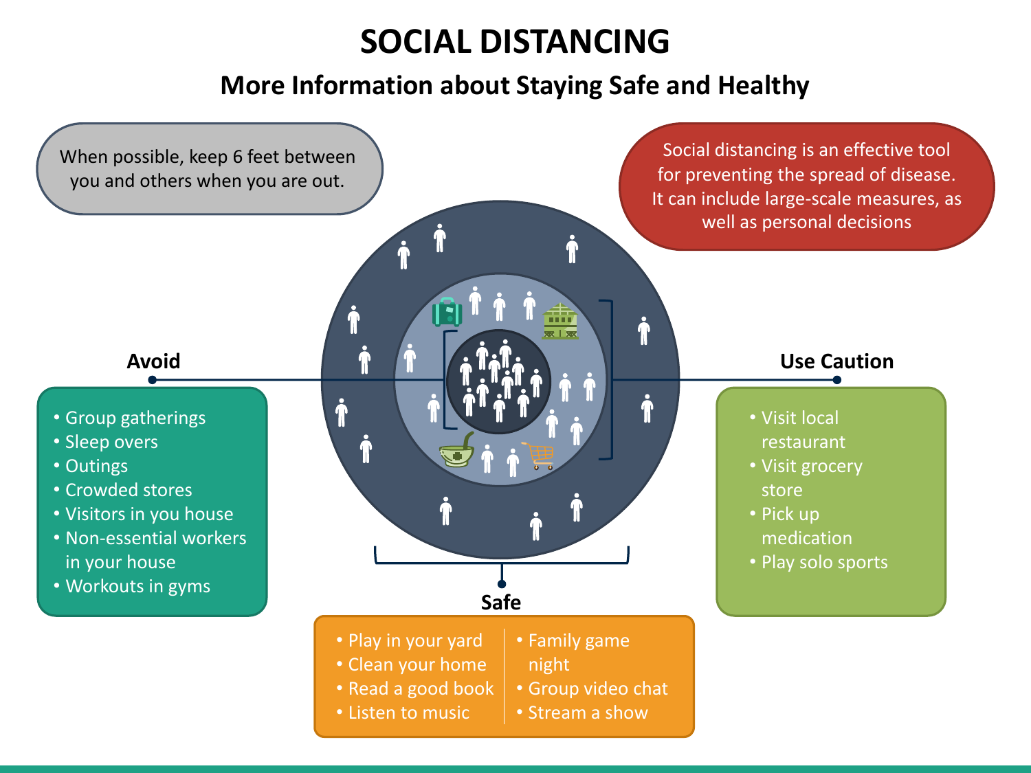# SOCIAL DISTANCING

## More Information about Staying Safe and Healthy

When possible, keep 6 feet between you and others when you are out.

Social distancing is an effective tool for preventing the spread of disease. It can include large-scale measures, as well as personal decisions

**Avoid**

- Group gatherings
- Sleep overs
- Outings
- Crowded stores
- Visitors in you house
- Non-essential workers in your house
- Workouts in gyms

**Use Caution**

- Visit local restaurant
- Visit grocery store
- Pick up medication
- Play solo sports

**Safe**

- Play in your yard
- Clean your home
- Read a good book
- Listen to music
- Family game night
- Group video chat
- Stream a show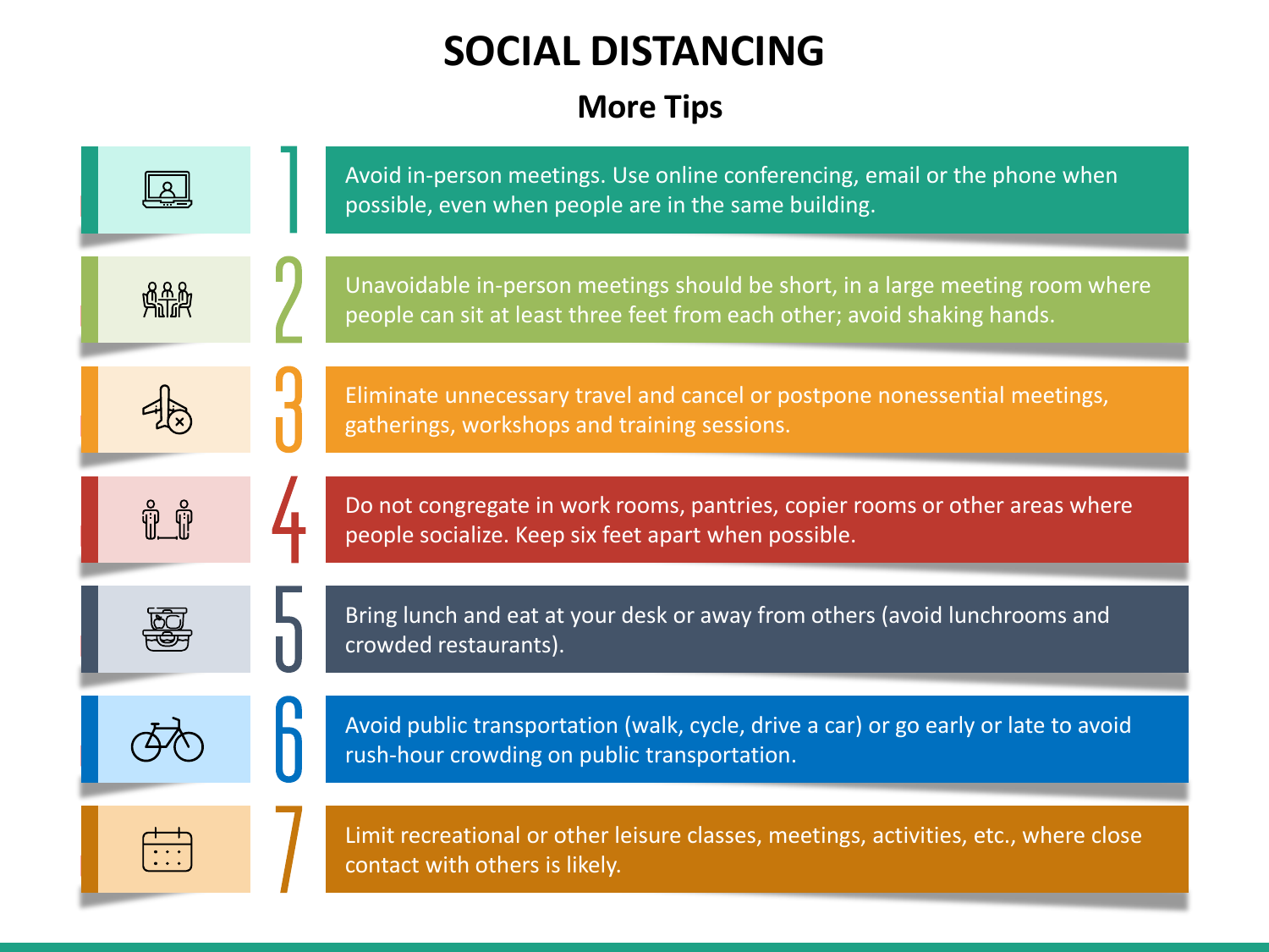# SOCIAL DISTANCING

## More Tips

1. Avoid in-person meetings. Use online conferencing, email or the phone when possible, even when people are in the same building.
2. Unavoidable in-person meetings should be short, in a large meeting room where people can sit at least three feet from each other; avoid shaking hands.
3. Eliminate unnecessary travel and cancel or postpone nonessential meetings, gatherings, workshops and training sessions.
4. Do not congregate in work rooms, pantries, copier rooms or other areas where people socialize. Keep six feet apart when possible.
5. Bring lunch and eat at your desk or away from others (avoid lunchrooms and crowded restaurants).
6. Avoid public transportation (walk, cycle, drive a car) or go early or late to avoid rush-hour crowding on public transportation.
7. Limit recreational or other leisure classes, meetings, activities, etc., where close contact with others is likely.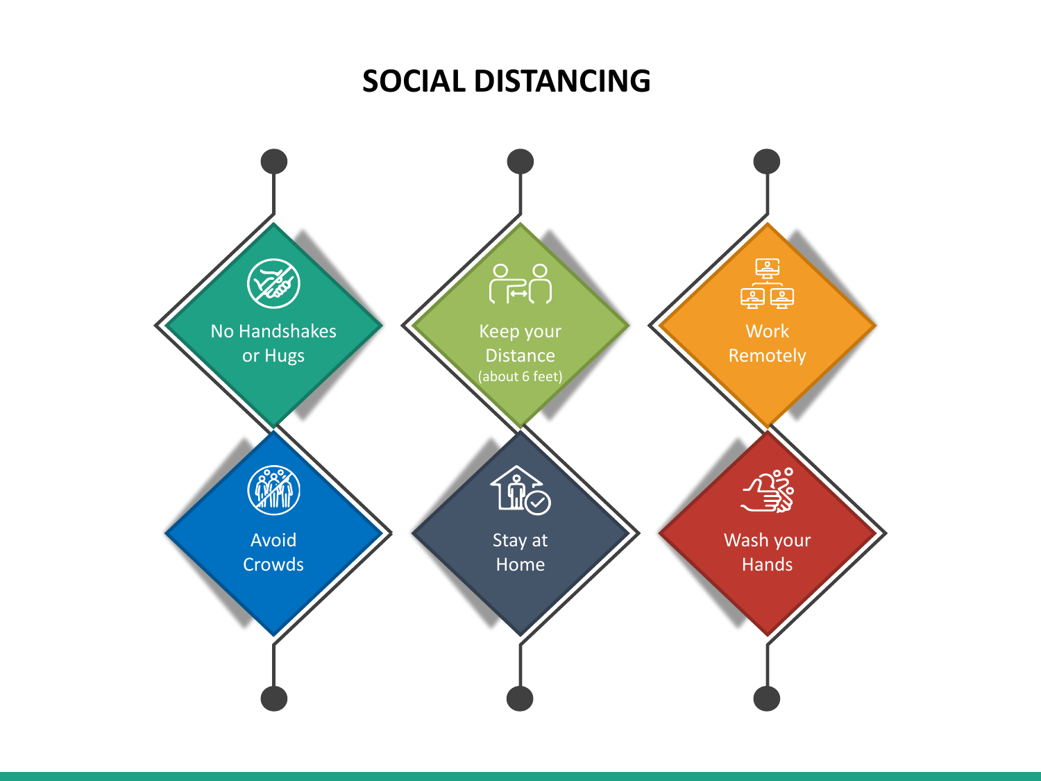# SOCIAL DISTANCING

No Handshakes or Hugs

Keep your Distance (about 6 feet)

Work Remotely

Avoid Crowds

Stay at Home

Wash your Hands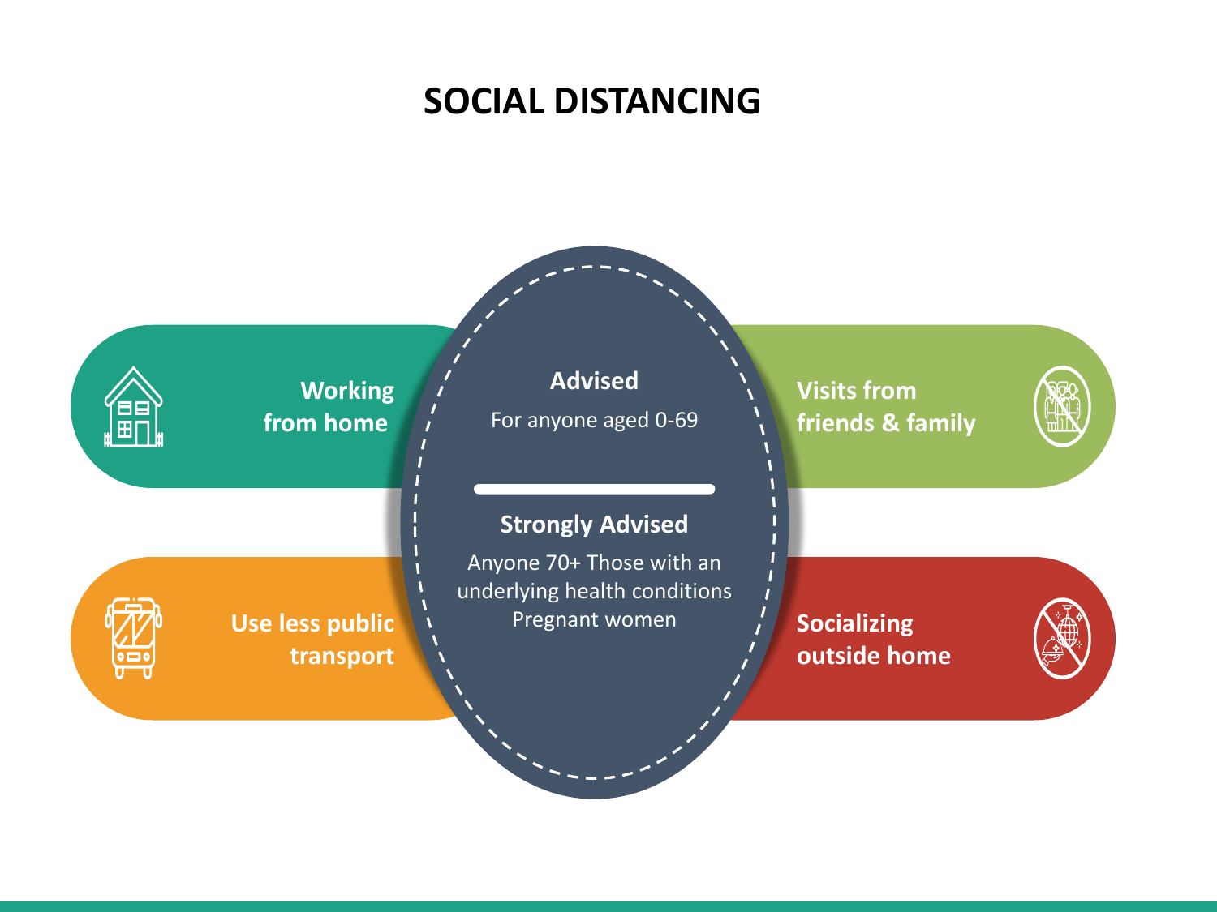# SOCIAL DISTANCING

**Working from home**

**Use less public transport**

**Advised**

For anyone aged 0-69

**Strongly Advised**

Anyone 70+ Those with an underlying health conditions Pregnant women

**Visits from friends & family**

**Socializing outside home**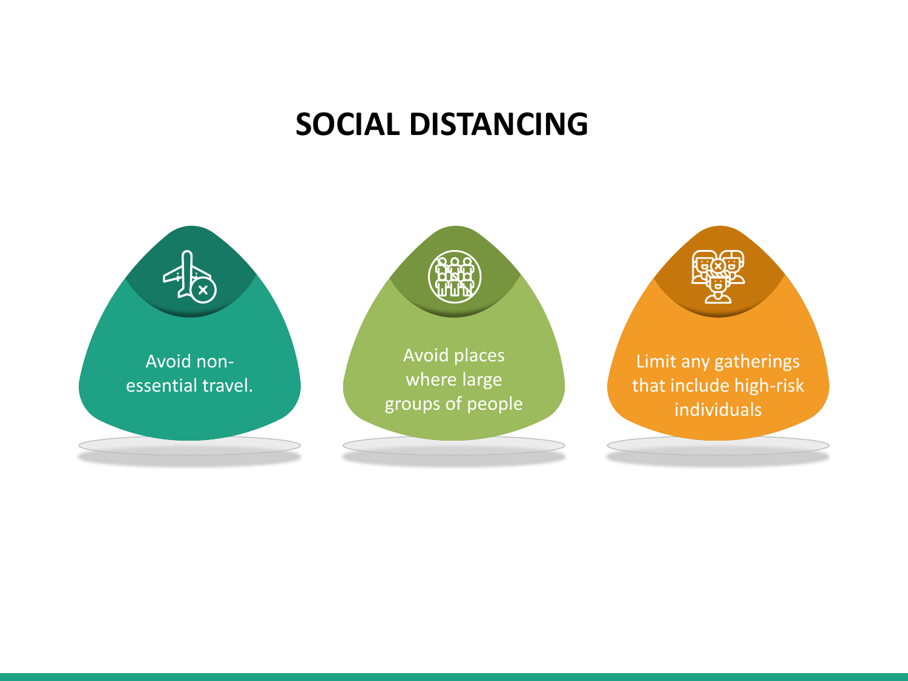# SOCIAL DISTANCING

Avoid non-essential travel.

Avoid places where large groups of people

Limit any gatherings that include high-risk individuals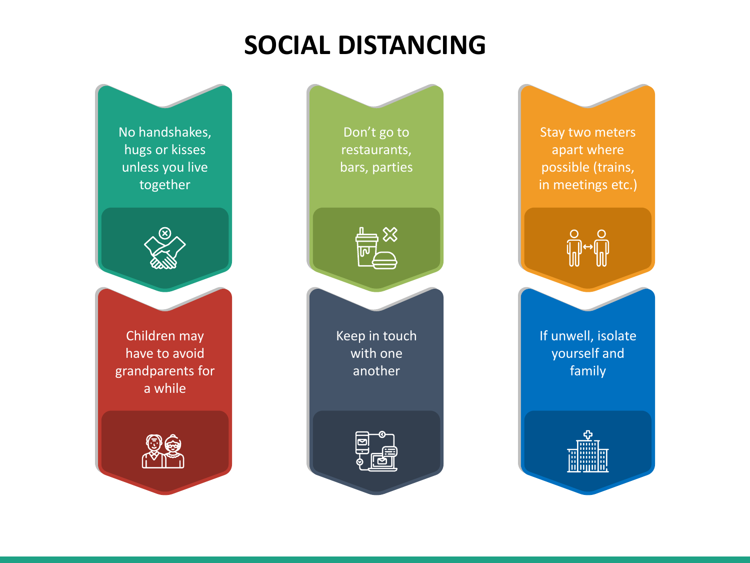# SOCIAL DISTANCING

- No handshakes, hugs or kisses unless you live together
- Don't go to restaurants, bars, parties
- Stay two meters apart where possible (trains, in meetings etc.)
- Children may have to avoid grandparents for a while
- Keep in touch with one another
- If unwell, isolate yourself and family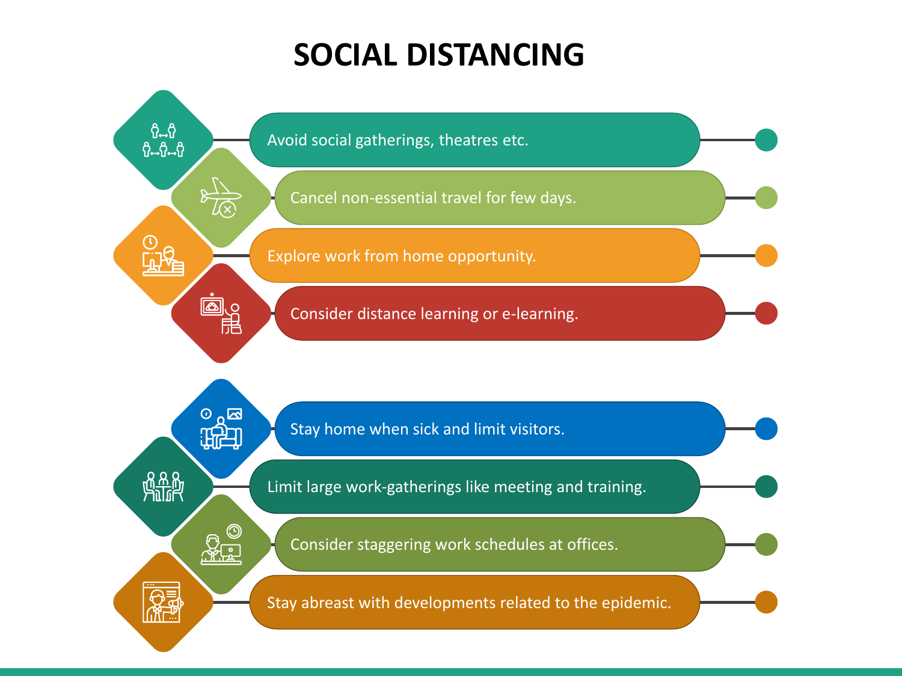# SOCIAL DISTANCING

- Avoid social gatherings, theatres etc.
- Cancel non-essential travel for few days.
- Explore work from home opportunity.
- Consider distance learning or e-learning.

- Stay home when sick and limit visitors.
- Limit large work-gatherings like meeting and training.
- Consider staggering work schedules at offices.
- Stay abreast with developments related to the epidemic.